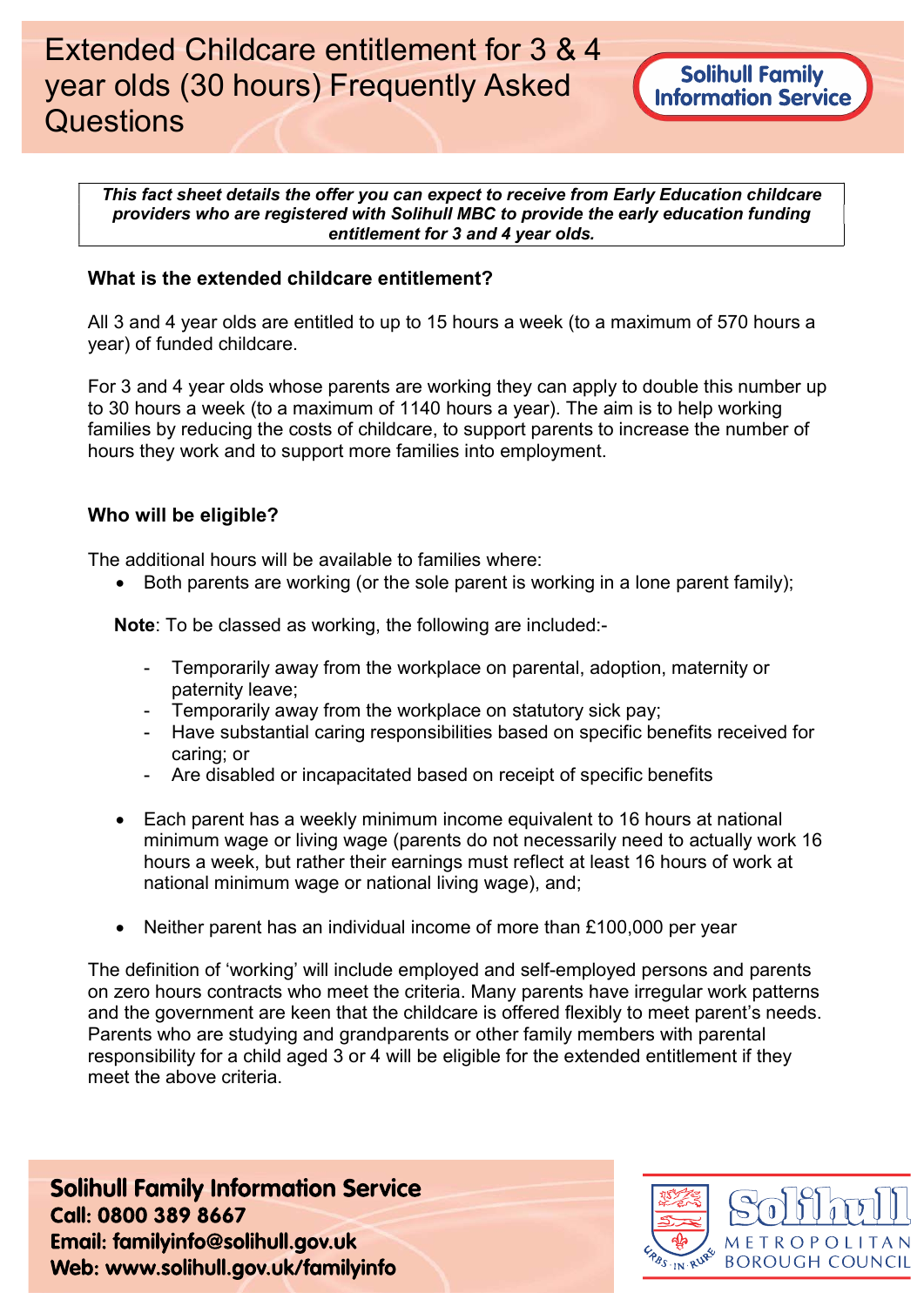# Extended Childcare entitlement for 3 & 4 year olds (30 hours) Frequently Asked Questions

Solihull Family Information Service

***This fact sheet details the offer you can expect to receive from Early Education childcare providers who are registered with Solihull MBC to provide the early education funding entitlement for 3 and 4 year olds.***

### What is the extended childcare entitlement?

All 3 and 4 year olds are entitled to up to 15 hours a week (to a maximum of 570 hours a year) of funded childcare.

For 3 and 4 year olds whose parents are working they can apply to double this number up to 30 hours a week (to a maximum of 1140 hours a year). The aim is to help working families by reducing the costs of childcare, to support parents to increase the number of hours they work and to support more families into employment.

### Who will be eligible?

The additional hours will be available to families where:

- Both parents are working (or the sole parent is working in a lone parent family);

  **Note**: To be classed as working, the following are included:-

  - Temporarily away from the workplace on parental, adoption, maternity or paternity leave;
  - Temporarily away from the workplace on statutory sick pay;
  - Have substantial caring responsibilities based on specific benefits received for caring; or
  - Are disabled or incapacitated based on receipt of specific benefits

- Each parent has a weekly minimum income equivalent to 16 hours at national minimum wage or living wage (parents do not necessarily need to actually work 16 hours a week, but rather their earnings must reflect at least 16 hours of work at national minimum wage or national living wage), and;

- Neither parent has an individual income of more than £100,000 per year

The definition of 'working' will include employed and self-employed persons and parents on zero hours contracts who meet the criteria. Many parents have irregular work patterns and the government are keen that the childcare is offered flexibly to meet parent's needs. Parents who are studying and grandparents or other family members with parental responsibility for a child aged 3 or 4 will be eligible for the extended entitlement if they meet the above criteria.

**Solihull Family Information Service**
**Call: 0800 389 8667**
**Email: familyinfo@solihull.gov.uk**
**Web: www.solihull.gov.uk/familyinfo**

Solihull Metropolitan Borough Council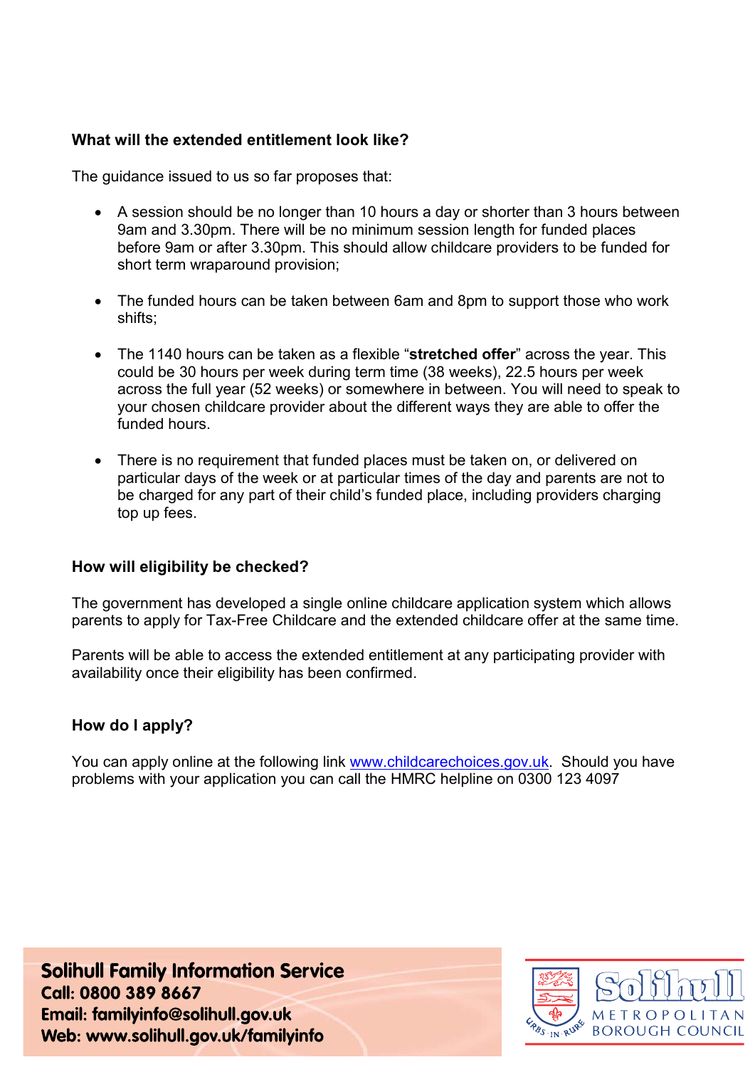### What will the extended entitlement look like?

The guidance issued to us so far proposes that:

- A session should be no longer than 10 hours a day or shorter than 3 hours between 9am and 3.30pm. There will be no minimum session length for funded places before 9am or after 3.30pm. This should allow childcare providers to be funded for short term wraparound provision;

- The funded hours can be taken between 6am and 8pm to support those who work shifts;

- The 1140 hours can be taken as a flexible "**stretched offer**" across the year. This could be 30 hours per week during term time (38 weeks), 22.5 hours per week across the full year (52 weeks) or somewhere in between. You will need to speak to your chosen childcare provider about the different ways they are able to offer the funded hours.

- There is no requirement that funded places must be taken on, or delivered on particular days of the week or at particular times of the day and parents are not to be charged for any part of their child's funded place, including providers charging top up fees.

### How will eligibility be checked?

The government has developed a single online childcare application system which allows parents to apply for Tax-Free Childcare and the extended childcare offer at the same time.

Parents will be able to access the extended entitlement at any participating provider with availability once their eligibility has been confirmed.

### How do I apply?

You can apply online at the following link www.childcarechoices.gov.uk. Should you have problems with your application you can call the HMRC helpline on 0300 123 4097

**Solihull Family Information Service**
**Call: 0800 389 8667**
**Email: familyinfo@solihull.gov.uk**
**Web: www.solihull.gov.uk/familyinfo**

Solihull Metropolitan Borough Council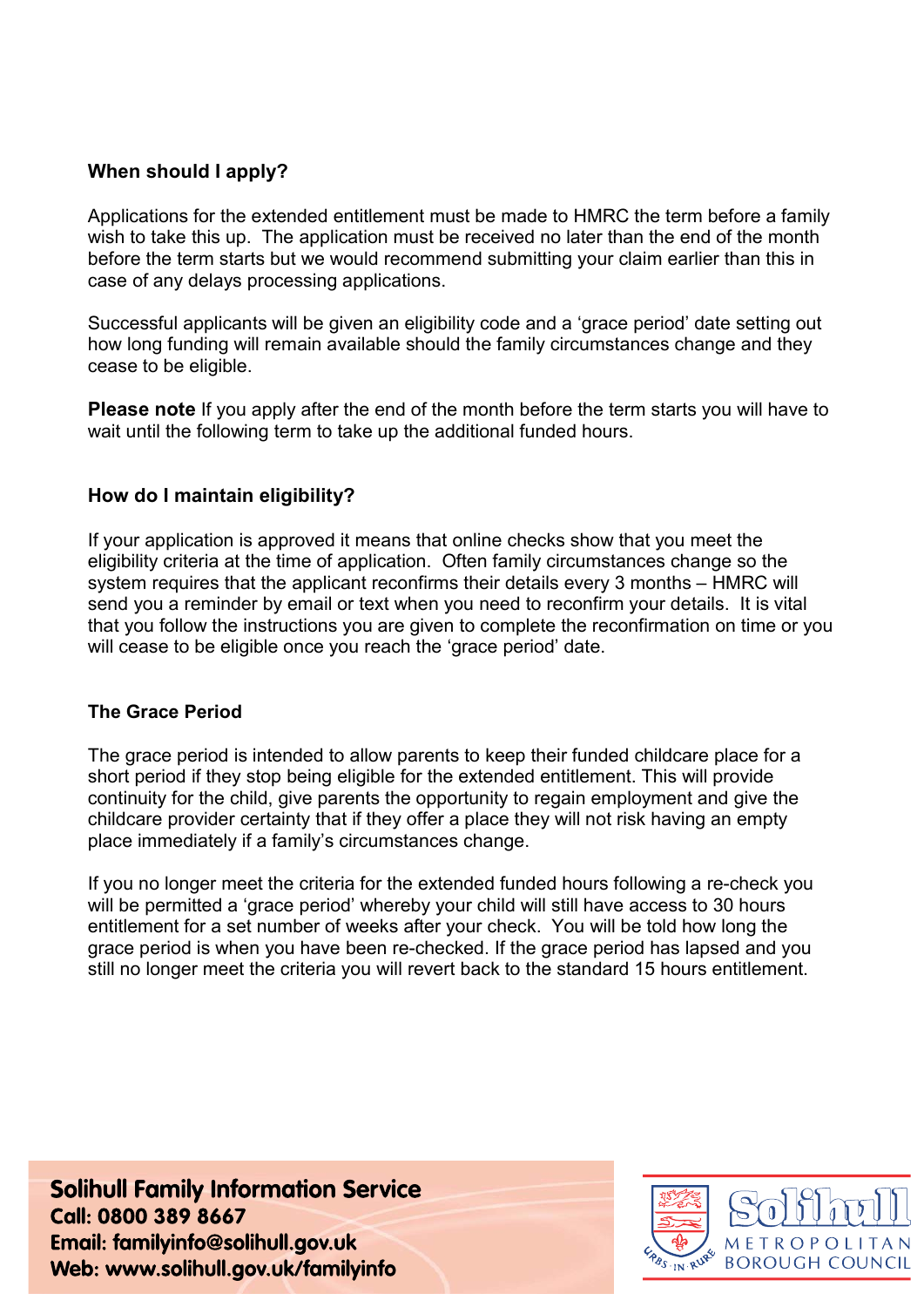## When should I apply?

Applications for the extended entitlement must be made to HMRC the term before a family wish to take this up. The application must be received no later than the end of the month before the term starts but we would recommend submitting your claim earlier than this in case of any delays processing applications.

Successful applicants will be given an eligibility code and a 'grace period' date setting out how long funding will remain available should the family circumstances change and they cease to be eligible.

**Please note** If you apply after the end of the month before the term starts you will have to wait until the following term to take up the additional funded hours.

## How do I maintain eligibility?

If your application is approved it means that online checks show that you meet the eligibility criteria at the time of application. Often family circumstances change so the system requires that the applicant reconfirms their details every 3 months – HMRC will send you a reminder by email or text when you need to reconfirm your details. It is vital that you follow the instructions you are given to complete the reconfirmation on time or you will cease to be eligible once you reach the 'grace period' date.

## The Grace Period

The grace period is intended to allow parents to keep their funded childcare place for a short period if they stop being eligible for the extended entitlement. This will provide continuity for the child, give parents the opportunity to regain employment and give the childcare provider certainty that if they offer a place they will not risk having an empty place immediately if a family's circumstances change.

If you no longer meet the criteria for the extended funded hours following a re-check you will be permitted a 'grace period' whereby your child will still have access to 30 hours entitlement for a set number of weeks after your check. You will be told how long the grace period is when you have been re-checked. If the grace period has lapsed and you still no longer meet the criteria you will revert back to the standard 15 hours entitlement.

**Solihull Family Information Service**
**Call: 0800 389 8667**
**Email: familyinfo@solihull.gov.uk**
**Web: www.solihull.gov.uk/familyinfo**

Solihull Metropolitan Borough Council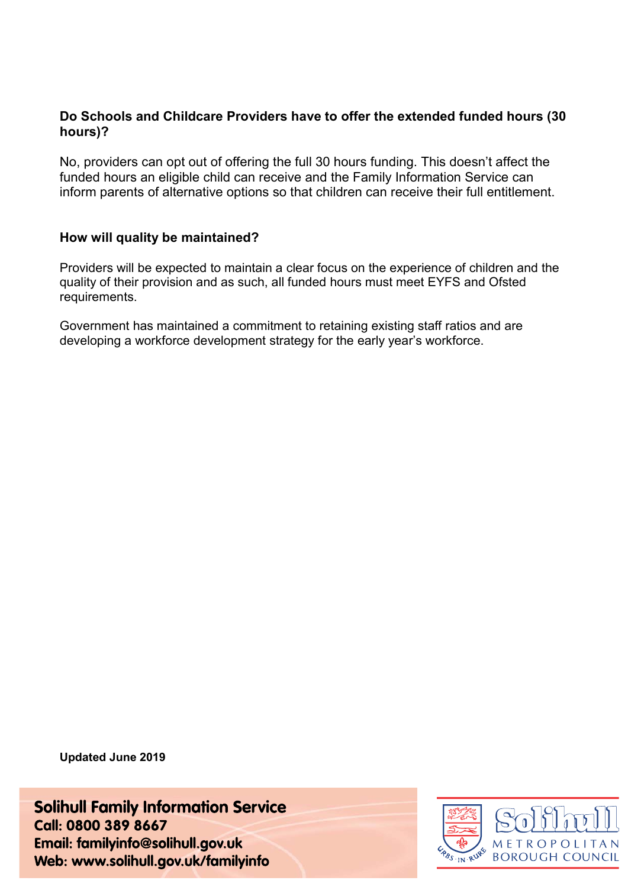**Do Schools and Childcare Providers have to offer the extended funded hours (30 hours)?**

No, providers can opt out of offering the full 30 hours funding. This doesn't affect the funded hours an eligible child can receive and the Family Information Service can inform parents of alternative options so that children can receive their full entitlement.

**How will quality be maintained?**

Providers will be expected to maintain a clear focus on the experience of children and the quality of their provision and as such, all funded hours must meet EYFS and Ofsted requirements.

Government has maintained a commitment to retaining existing staff ratios and are developing a workforce development strategy for the early year's workforce.

**Updated June 2019**

**Solihull Family Information Service**
**Call: 0800 389 8667**
**Email: familyinfo@solihull.gov.uk**
**Web: www.solihull.gov.uk/familyinfo**

Solihull METROPOLITAN BOROUGH COUNCIL